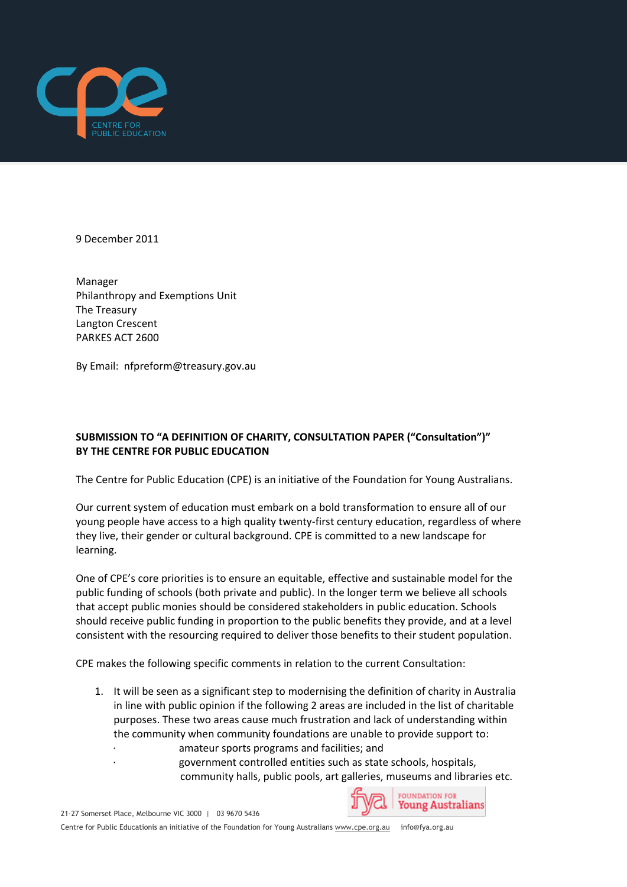9 December 2011

Manager
Philanthropy and Exemptions Unit
The Treasury
Langton Crescent
PARKES ACT 2600

By Email: nfpreform@treasury.gov.au

**SUBMISSION TO "A DEFINITION OF CHARITY, CONSULTATION PAPER ("Consultation")" BY THE CENTRE FOR PUBLIC EDUCATION**

The Centre for Public Education (CPE) is an initiative of the Foundation for Young Australians.

Our current system of education must embark on a bold transformation to ensure all of our young people have access to a high quality twenty-first century education, regardless of where they live, their gender or cultural background. CPE is committed to a new landscape for learning.

One of CPE's core priorities is to ensure an equitable, effective and sustainable model for the public funding of schools (both private and public). In the longer term we believe all schools that accept public monies should be considered stakeholders in public education. Schools should receive public funding in proportion to the public benefits they provide, and at a level consistent with the resourcing required to deliver those benefits to their student population.

CPE makes the following specific comments in relation to the current Consultation:

1. It will be seen as a significant step to modernising the definition of charity in Australia in line with public opinion if the following 2 areas are included in the list of charitable purposes. These two areas cause much frustration and lack of understanding within the community when community foundations are unable to provide support to:
   - amateur sports programs and facilities; and
   - government controlled entities such as state schools, hospitals, community halls, public pools, art galleries, museums and libraries etc.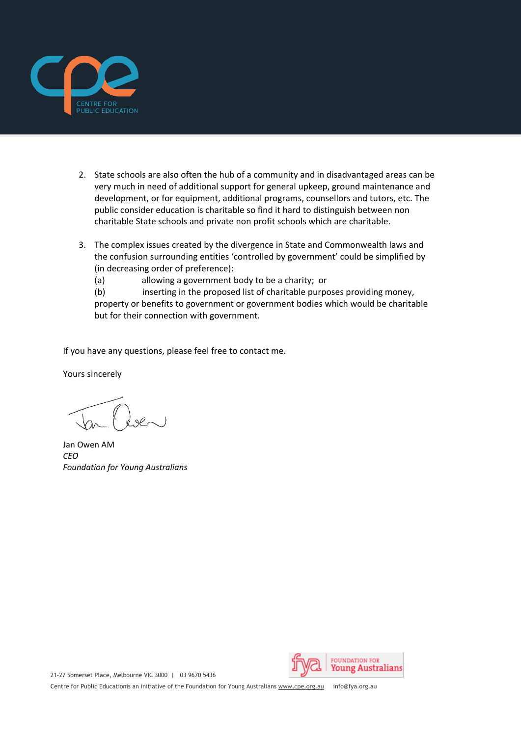2. State schools are also often the hub of a community and in disadvantaged areas can be very much in need of additional support for general upkeep, ground maintenance and development, or for equipment, additional programs, counsellors and tutors, etc. The public consider education is charitable so find it hard to distinguish between non charitable State schools and private non profit schools which are charitable.

3. The complex issues created by the divergence in State and Commonwealth laws and the confusion surrounding entities 'controlled by government' could be simplified by (in decreasing order of preference):
   (a) allowing a government body to be a charity; or
   (b) inserting in the proposed list of charitable purposes providing money, property or benefits to government or government bodies which would be charitable but for their connection with government.

If you have any questions, please feel free to contact me.

Yours sincerely

Jan Owen AM
*CEO*
*Foundation for Young Australians*

21-27 Somerset Place, Melbourne VIC 3000 | 03 9670 5436
Centre for Public Educationis an initiative of the Foundation for Young Australians www.cpe.org.au info@fya.org.au